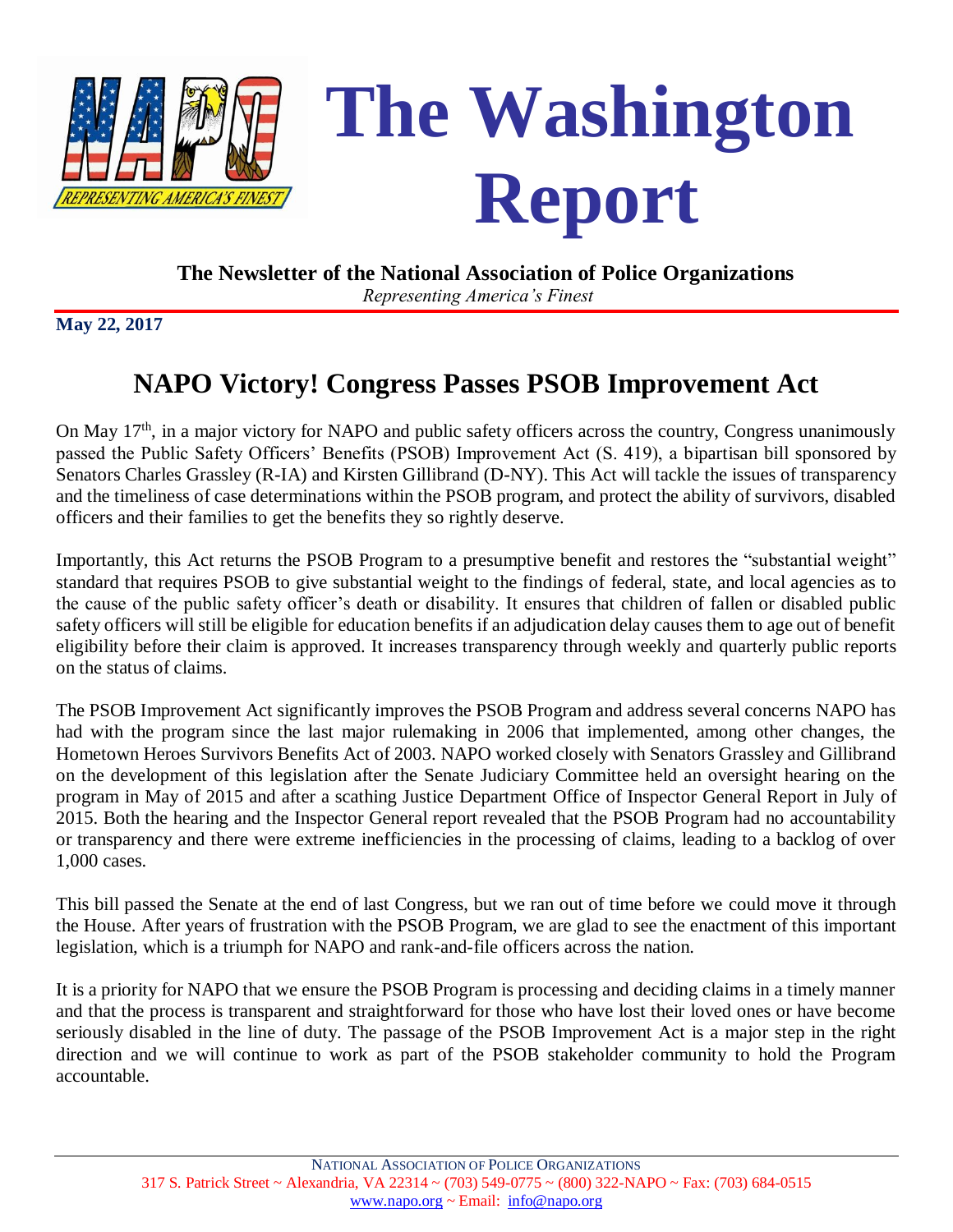# The Washington Report

**The Newsletter of the National Association of Police Organizations**

*Representing America's Finest*

**May 22, 2017**

## NAPO Victory! Congress Passes PSOB Improvement Act

On May 17th, in a major victory for NAPO and public safety officers across the country, Congress unanimously passed the Public Safety Officers' Benefits (PSOB) Improvement Act (S. 419), a bipartisan bill sponsored by Senators Charles Grassley (R-IA) and Kirsten Gillibrand (D-NY). This Act will tackle the issues of transparency and the timeliness of case determinations within the PSOB program, and protect the ability of survivors, disabled officers and their families to get the benefits they so rightly deserve.

Importantly, this Act returns the PSOB Program to a presumptive benefit and restores the "substantial weight" standard that requires PSOB to give substantial weight to the findings of federal, state, and local agencies as to the cause of the public safety officer's death or disability. It ensures that children of fallen or disabled public safety officers will still be eligible for education benefits if an adjudication delay causes them to age out of benefit eligibility before their claim is approved. It increases transparency through weekly and quarterly public reports on the status of claims.

The PSOB Improvement Act significantly improves the PSOB Program and address several concerns NAPO has had with the program since the last major rulemaking in 2006 that implemented, among other changes, the Hometown Heroes Survivors Benefits Act of 2003. NAPO worked closely with Senators Grassley and Gillibrand on the development of this legislation after the Senate Judiciary Committee held an oversight hearing on the program in May of 2015 and after a scathing Justice Department Office of Inspector General Report in July of 2015. Both the hearing and the Inspector General report revealed that the PSOB Program had no accountability or transparency and there were extreme inefficiencies in the processing of claims, leading to a backlog of over 1,000 cases.

This bill passed the Senate at the end of last Congress, but we ran out of time before we could move it through the House. After years of frustration with the PSOB Program, we are glad to see the enactment of this important legislation, which is a triumph for NAPO and rank-and-file officers across the nation.

It is a priority for NAPO that we ensure the PSOB Program is processing and deciding claims in a timely manner and that the process is transparent and straightforward for those who have lost their loved ones or have become seriously disabled in the line of duty. The passage of the PSOB Improvement Act is a major step in the right direction and we will continue to work as part of the PSOB stakeholder community to hold the Program accountable.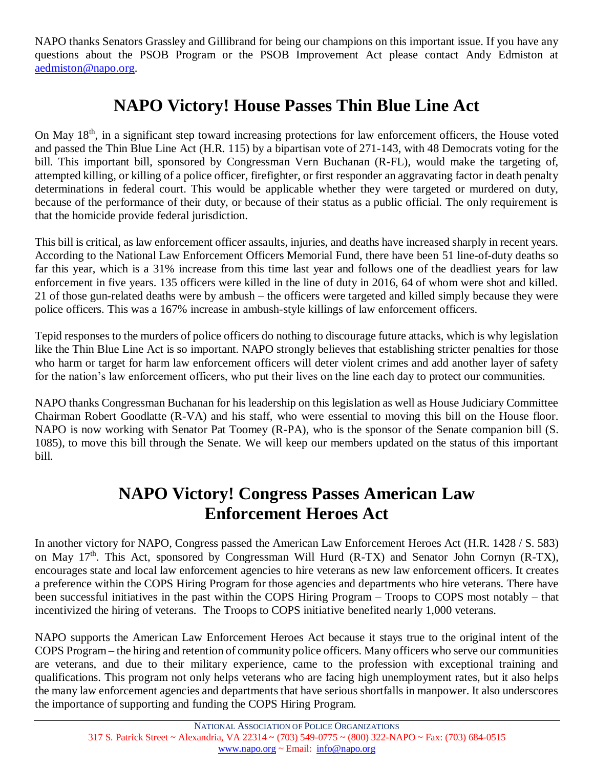NAPO thanks Senators Grassley and Gillibrand for being our champions on this important issue. If you have any questions about the PSOB Program or the PSOB Improvement Act please contact Andy Edmiston at aedmiston@napo.org.

## NAPO Victory! House Passes Thin Blue Line Act

On May 18th, in a significant step toward increasing protections for law enforcement officers, the House voted and passed the Thin Blue Line Act (H.R. 115) by a bipartisan vote of 271-143, with 48 Democrats voting for the bill. This important bill, sponsored by Congressman Vern Buchanan (R-FL), would make the targeting of, attempted killing, or killing of a police officer, firefighter, or first responder an aggravating factor in death penalty determinations in federal court. This would be applicable whether they were targeted or murdered on duty, because of the performance of their duty, or because of their status as a public official. The only requirement is that the homicide provide federal jurisdiction.

This bill is critical, as law enforcement officer assaults, injuries, and deaths have increased sharply in recent years. According to the National Law Enforcement Officers Memorial Fund, there have been 51 line-of-duty deaths so far this year, which is a 31% increase from this time last year and follows one of the deadliest years for law enforcement in five years. 135 officers were killed in the line of duty in 2016, 64 of whom were shot and killed. 21 of those gun-related deaths were by ambush – the officers were targeted and killed simply because they were police officers. This was a 167% increase in ambush-style killings of law enforcement officers.

Tepid responses to the murders of police officers do nothing to discourage future attacks, which is why legislation like the Thin Blue Line Act is so important. NAPO strongly believes that establishing stricter penalties for those who harm or target for harm law enforcement officers will deter violent crimes and add another layer of safety for the nation's law enforcement officers, who put their lives on the line each day to protect our communities.

NAPO thanks Congressman Buchanan for his leadership on this legislation as well as House Judiciary Committee Chairman Robert Goodlatte (R-VA) and his staff, who were essential to moving this bill on the House floor. NAPO is now working with Senator Pat Toomey (R-PA), who is the sponsor of the Senate companion bill (S. 1085), to move this bill through the Senate. We will keep our members updated on the status of this important bill.

## NAPO Victory! Congress Passes American Law Enforcement Heroes Act

In another victory for NAPO, Congress passed the American Law Enforcement Heroes Act (H.R. 1428 / S. 583) on May 17th. This Act, sponsored by Congressman Will Hurd (R-TX) and Senator John Cornyn (R-TX), encourages state and local law enforcement agencies to hire veterans as new law enforcement officers. It creates a preference within the COPS Hiring Program for those agencies and departments who hire veterans. There have been successful initiatives in the past within the COPS Hiring Program – Troops to COPS most notably – that incentivized the hiring of veterans. The Troops to COPS initiative benefited nearly 1,000 veterans.

NAPO supports the American Law Enforcement Heroes Act because it stays true to the original intent of the COPS Program – the hiring and retention of community police officers. Many officers who serve our communities are veterans, and due to their military experience, came to the profession with exceptional training and qualifications. This program not only helps veterans who are facing high unemployment rates, but it also helps the many law enforcement agencies and departments that have serious shortfalls in manpower. It also underscores the importance of supporting and funding the COPS Hiring Program.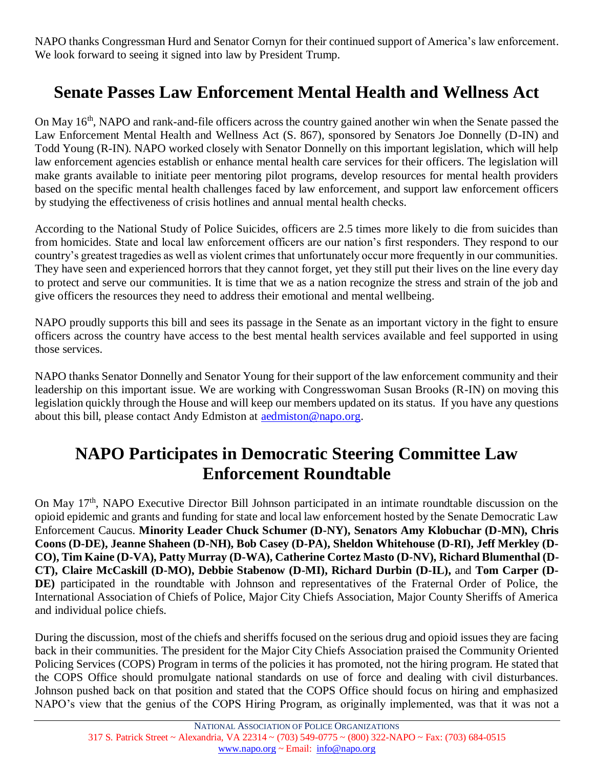NAPO thanks Congressman Hurd and Senator Cornyn for their continued support of America's law enforcement. We look forward to seeing it signed into law by President Trump.

## Senate Passes Law Enforcement Mental Health and Wellness Act

On May 16th, NAPO and rank-and-file officers across the country gained another win when the Senate passed the Law Enforcement Mental Health and Wellness Act (S. 867), sponsored by Senators Joe Donnelly (D-IN) and Todd Young (R-IN). NAPO worked closely with Senator Donnelly on this important legislation, which will help law enforcement agencies establish or enhance mental health care services for their officers. The legislation will make grants available to initiate peer mentoring pilot programs, develop resources for mental health providers based on the specific mental health challenges faced by law enforcement, and support law enforcement officers by studying the effectiveness of crisis hotlines and annual mental health checks.

According to the National Study of Police Suicides, officers are 2.5 times more likely to die from suicides than from homicides. State and local law enforcement officers are our nation's first responders. They respond to our country's greatest tragedies as well as violent crimes that unfortunately occur more frequently in our communities. They have seen and experienced horrors that they cannot forget, yet they still put their lives on the line every day to protect and serve our communities. It is time that we as a nation recognize the stress and strain of the job and give officers the resources they need to address their emotional and mental wellbeing.

NAPO proudly supports this bill and sees its passage in the Senate as an important victory in the fight to ensure officers across the country have access to the best mental health services available and feel supported in using those services.

NAPO thanks Senator Donnelly and Senator Young for their support of the law enforcement community and their leadership on this important issue. We are working with Congresswoman Susan Brooks (R-IN) on moving this legislation quickly through the House and will keep our members updated on its status. If you have any questions about this bill, please contact Andy Edmiston at aedmiston@napo.org.

## NAPO Participates in Democratic Steering Committee Law Enforcement Roundtable

On May 17th, NAPO Executive Director Bill Johnson participated in an intimate roundtable discussion on the opioid epidemic and grants and funding for state and local law enforcement hosted by the Senate Democratic Law Enforcement Caucus. **Minority Leader Chuck Schumer (D-NY), Senators Amy Klobuchar (D-MN), Chris Coons (D-DE), Jeanne Shaheen (D-NH), Bob Casey (D-PA), Sheldon Whitehouse (D-RI), Jeff Merkley (D-CO), Tim Kaine (D-VA), Patty Murray (D-WA), Catherine Cortez Masto (D-NV), Richard Blumenthal (D-CT), Claire McCaskill (D-MO), Debbie Stabenow (D-MI), Richard Durbin (D-IL),** and **Tom Carper (D-DE)** participated in the roundtable with Johnson and representatives of the Fraternal Order of Police, the International Association of Chiefs of Police, Major City Chiefs Association, Major County Sheriffs of America and individual police chiefs.

During the discussion, most of the chiefs and sheriffs focused on the serious drug and opioid issues they are facing back in their communities. The president for the Major City Chiefs Association praised the Community Oriented Policing Services (COPS) Program in terms of the policies it has promoted, not the hiring program. He stated that the COPS Office should promulgate national standards on use of force and dealing with civil disturbances. Johnson pushed back on that position and stated that the COPS Office should focus on hiring and emphasized NAPO's view that the genius of the COPS Hiring Program, as originally implemented, was that it was not a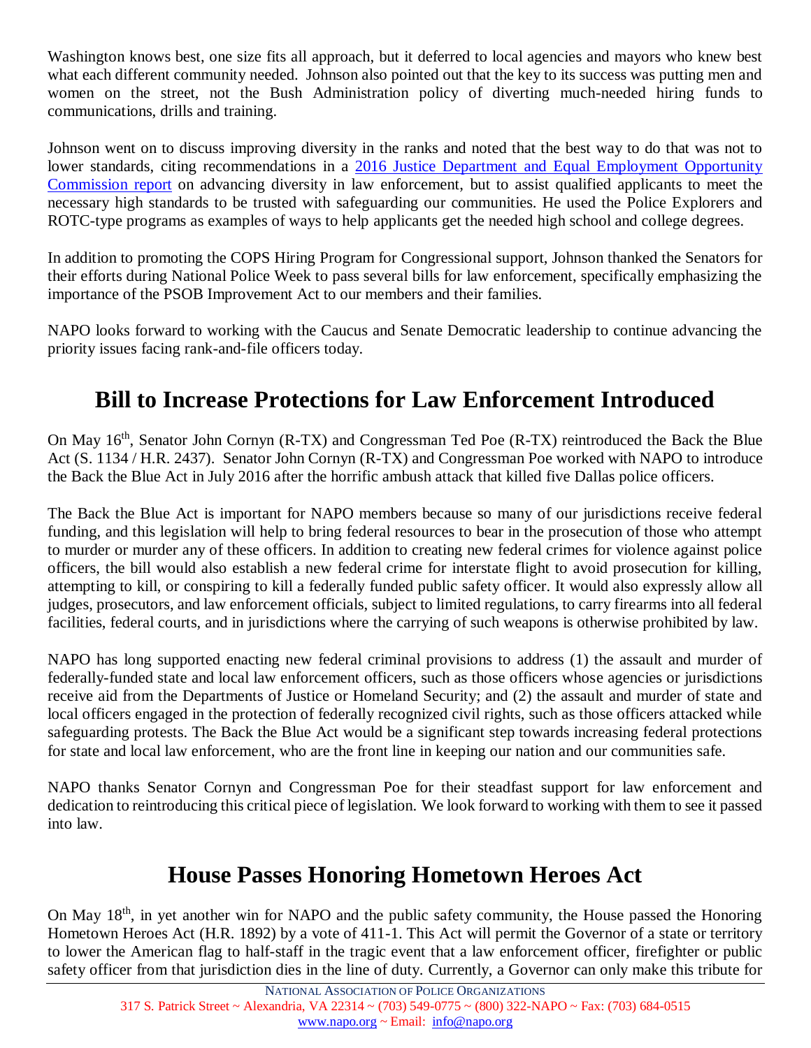Washington knows best, one size fits all approach, but it deferred to local agencies and mayors who knew best what each different community needed. Johnson also pointed out that the key to its success was putting men and women on the street, not the Bush Administration policy of diverting much-needed hiring funds to communications, drills and training.

Johnson went on to discuss improving diversity in the ranks and noted that the best way to do that was not to lower standards, citing recommendations in a [2016 Justice Department and Equal Employment Opportunity Commission report](#) on advancing diversity in law enforcement, but to assist qualified applicants to meet the necessary high standards to be trusted with safeguarding our communities. He used the Police Explorers and ROTC-type programs as examples of ways to help applicants get the needed high school and college degrees.

In addition to promoting the COPS Hiring Program for Congressional support, Johnson thanked the Senators for their efforts during National Police Week to pass several bills for law enforcement, specifically emphasizing the importance of the PSOB Improvement Act to our members and their families.

NAPO looks forward to working with the Caucus and Senate Democratic leadership to continue advancing the priority issues facing rank-and-file officers today.

## Bill to Increase Protections for Law Enforcement Introduced

On May 16th, Senator John Cornyn (R-TX) and Congressman Ted Poe (R-TX) reintroduced the Back the Blue Act (S. 1134 / H.R. 2437). Senator John Cornyn (R-TX) and Congressman Poe worked with NAPO to introduce the Back the Blue Act in July 2016 after the horrific ambush attack that killed five Dallas police officers.

The Back the Blue Act is important for NAPO members because so many of our jurisdictions receive federal funding, and this legislation will help to bring federal resources to bear in the prosecution of those who attempt to murder or murder any of these officers. In addition to creating new federal crimes for violence against police officers, the bill would also establish a new federal crime for interstate flight to avoid prosecution for killing, attempting to kill, or conspiring to kill a federally funded public safety officer. It would also expressly allow all judges, prosecutors, and law enforcement officials, subject to limited regulations, to carry firearms into all federal facilities, federal courts, and in jurisdictions where the carrying of such weapons is otherwise prohibited by law.

NAPO has long supported enacting new federal criminal provisions to address (1) the assault and murder of federally-funded state and local law enforcement officers, such as those officers whose agencies or jurisdictions receive aid from the Departments of Justice or Homeland Security; and (2) the assault and murder of state and local officers engaged in the protection of federally recognized civil rights, such as those officers attacked while safeguarding protests. The Back the Blue Act would be a significant step towards increasing federal protections for state and local law enforcement, who are the front line in keeping our nation and our communities safe.

NAPO thanks Senator Cornyn and Congressman Poe for their steadfast support for law enforcement and dedication to reintroducing this critical piece of legislation. We look forward to working with them to see it passed into law.

## House Passes Honoring Hometown Heroes Act

On May 18th, in yet another win for NAPO and the public safety community, the House passed the Honoring Hometown Heroes Act (H.R. 1892) by a vote of 411-1. This Act will permit the Governor of a state or territory to lower the American flag to half-staff in the tragic event that a law enforcement officer, firefighter or public safety officer from that jurisdiction dies in the line of duty. Currently, a Governor can only make this tribute for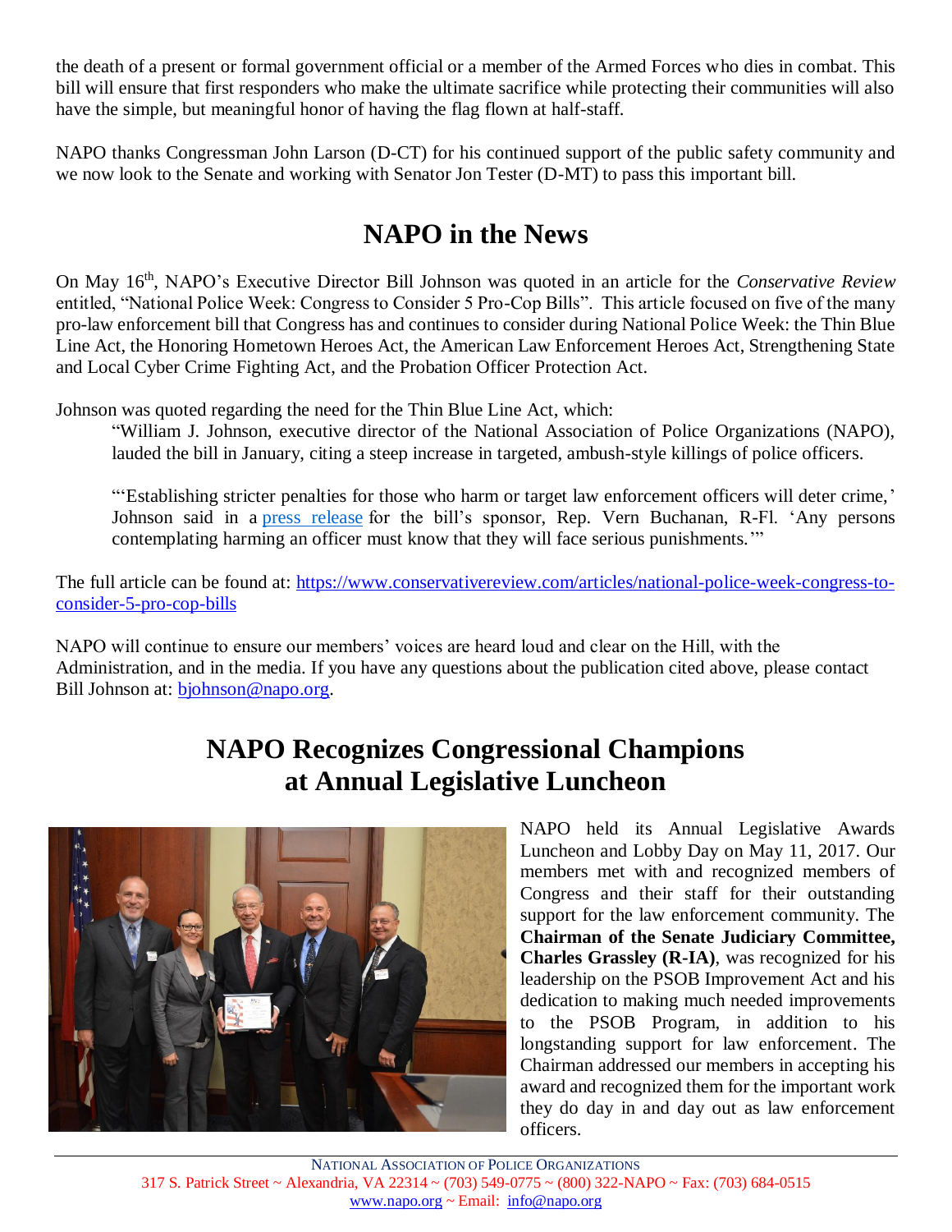the death of a present or formal government official or a member of the Armed Forces who dies in combat. This bill will ensure that first responders who make the ultimate sacrifice while protecting their communities will also have the simple, but meaningful honor of having the flag flown at half-staff.

NAPO thanks Congressman John Larson (D-CT) for his continued support of the public safety community and we now look to the Senate and working with Senator Jon Tester (D-MT) to pass this important bill.

## NAPO in the News

On May 16th, NAPO's Executive Director Bill Johnson was quoted in an article for the *Conservative Review* entitled, "National Police Week: Congress to Consider 5 Pro-Cop Bills". This article focused on five of the many pro-law enforcement bill that Congress has and continues to consider during National Police Week: the Thin Blue Line Act, the Honoring Hometown Heroes Act, the American Law Enforcement Heroes Act, Strengthening State and Local Cyber Crime Fighting Act, and the Probation Officer Protection Act.

Johnson was quoted regarding the need for the Thin Blue Line Act, which:

> "William J. Johnson, executive director of the National Association of Police Organizations (NAPO), lauded the bill in January, citing a steep increase in targeted, ambush-style killings of police officers.
>
> "'Establishing stricter penalties for those who harm or target law enforcement officers will deter crime,' Johnson said in a press release for the bill's sponsor, Rep. Vern Buchanan, R-Fl. 'Any persons contemplating harming an officer must know that they will face serious punishments.'"

The full article can be found at: https://www.conservativereview.com/articles/national-police-week-congress-to-consider-5-pro-cop-bills

NAPO will continue to ensure our members' voices are heard loud and clear on the Hill, with the Administration, and in the media. If you have any questions about the publication cited above, please contact Bill Johnson at: bjohnson@napo.org.

## NAPO Recognizes Congressional Champions at Annual Legislative Luncheon

NAPO held its Annual Legislative Awards Luncheon and Lobby Day on May 11, 2017. Our members met with and recognized members of Congress and their staff for their outstanding support for the law enforcement community. The **Chairman of the Senate Judiciary Committee, Charles Grassley (R-IA)**, was recognized for his leadership on the PSOB Improvement Act and his dedication to making much needed improvements to the PSOB Program, in addition to his longstanding support for law enforcement. The Chairman addressed our members in accepting his award and recognized them for the important work they do day in and day out as law enforcement officers.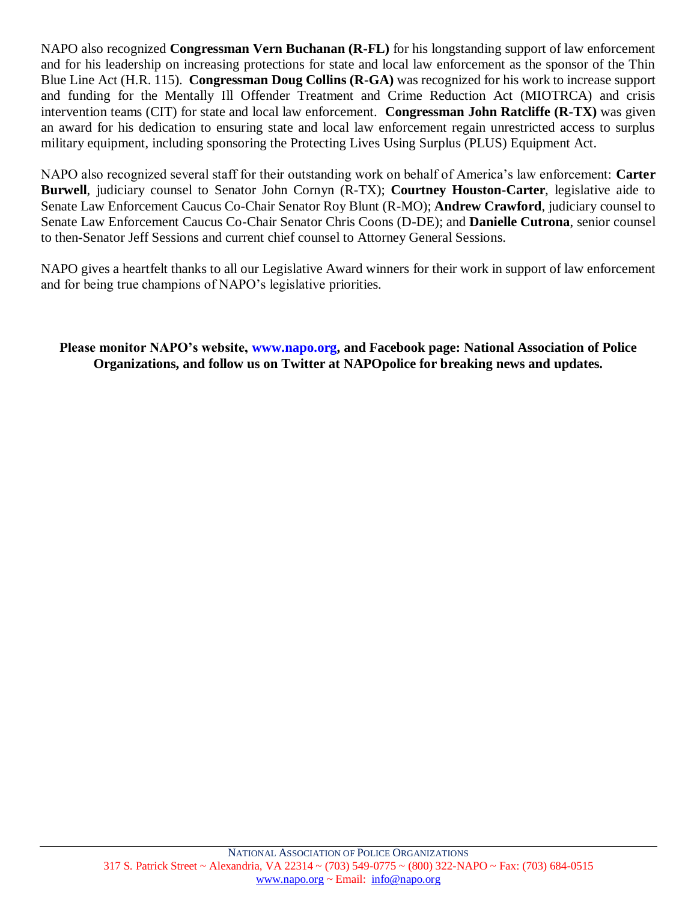NAPO also recognized **Congressman Vern Buchanan (R-FL)** for his longstanding support of law enforcement and for his leadership on increasing protections for state and local law enforcement as the sponsor of the Thin Blue Line Act (H.R. 115). **Congressman Doug Collins (R-GA)** was recognized for his work to increase support and funding for the Mentally Ill Offender Treatment and Crime Reduction Act (MIOTRCA) and crisis intervention teams (CIT) for state and local law enforcement. **Congressman John Ratcliffe (R-TX)** was given an award for his dedication to ensuring state and local law enforcement regain unrestricted access to surplus military equipment, including sponsoring the Protecting Lives Using Surplus (PLUS) Equipment Act.

NAPO also recognized several staff for their outstanding work on behalf of America's law enforcement: **Carter Burwell**, judiciary counsel to Senator John Cornyn (R-TX); **Courtney Houston-Carter**, legislative aide to Senate Law Enforcement Caucus Co-Chair Senator Roy Blunt (R-MO); **Andrew Crawford**, judiciary counsel to Senate Law Enforcement Caucus Co-Chair Senator Chris Coons (D-DE); and **Danielle Cutrona**, senior counsel to then-Senator Jeff Sessions and current chief counsel to Attorney General Sessions.

NAPO gives a heartfelt thanks to all our Legislative Award winners for their work in support of law enforcement and for being true champions of NAPO's legislative priorities.

**Please monitor NAPO's website, www.napo.org, and Facebook page: National Association of Police Organizations, and follow us on Twitter at NAPOpolice for breaking news and updates.**